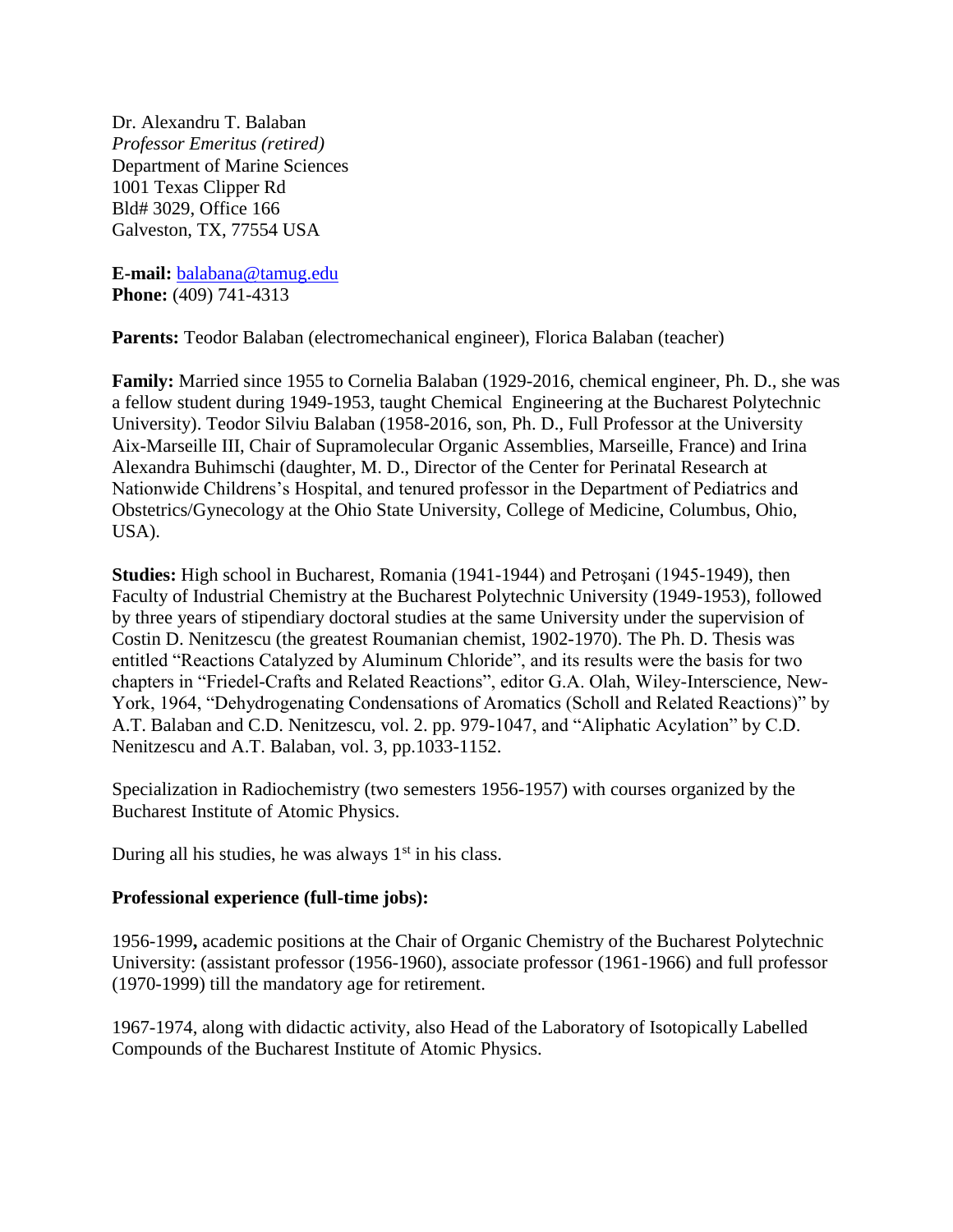Dr. Alexandru T. Balaban
*Professor Emeritus (retired)*
Department of Marine Sciences
1001 Texas Clipper Rd
Bld# 3029, Office 166
Galveston, TX, 77554 USA

**E-mail:** balabana@tamug.edu
**Phone:** (409) 741-4313

**Parents:** Teodor Balaban (electromechanical engineer), Florica Balaban (teacher)

**Family:** Married since 1955 to Cornelia Balaban (1929-2016, chemical engineer, Ph. D., she was a fellow student during 1949-1953, taught Chemical Engineering at the Bucharest Polytechnic University). Teodor Silviu Balaban (1958-2016, son, Ph. D., Full Professor at the University Aix-Marseille III, Chair of Supramolecular Organic Assemblies, Marseille, France) and Irina Alexandra Buhimschi (daughter, M. D., Director of the Center for Perinatal Research at Nationwide Childrens's Hospital, and tenured professor in the Department of Pediatrics and Obstetrics/Gynecology at the Ohio State University, College of Medicine, Columbus, Ohio, USA).

**Studies:** High school in Bucharest, Romania (1941-1944) and Petroşani (1945-1949), then Faculty of Industrial Chemistry at the Bucharest Polytechnic University (1949-1953), followed by three years of stipendiary doctoral studies at the same University under the supervision of Costin D. Nenitzescu (the greatest Roumanian chemist, 1902-1970). The Ph. D. Thesis was entitled "Reactions Catalyzed by Aluminum Chloride", and its results were the basis for two chapters in "Friedel-Crafts and Related Reactions", editor G.A. Olah, Wiley-Interscience, New-York, 1964, "Dehydrogenating Condensations of Aromatics (Scholl and Related Reactions)" by A.T. Balaban and C.D. Nenitzescu, vol. 2. pp. 979-1047, and "Aliphatic Acylation" by C.D. Nenitzescu and A.T. Balaban, vol. 3, pp.1033-1152.

Specialization in Radiochemistry (two semesters 1956-1957) with courses organized by the Bucharest Institute of Atomic Physics.

During all his studies, he was always 1st in his class.

**Professional experience (full-time jobs):**

1956-1999**,** academic positions at the Chair of Organic Chemistry of the Bucharest Polytechnic University: (assistant professor (1956-1960), associate professor (1961-1966) and full professor (1970-1999) till the mandatory age for retirement.

1967-1974, along with didactic activity, also Head of the Laboratory of Isotopically Labelled Compounds of the Bucharest Institute of Atomic Physics.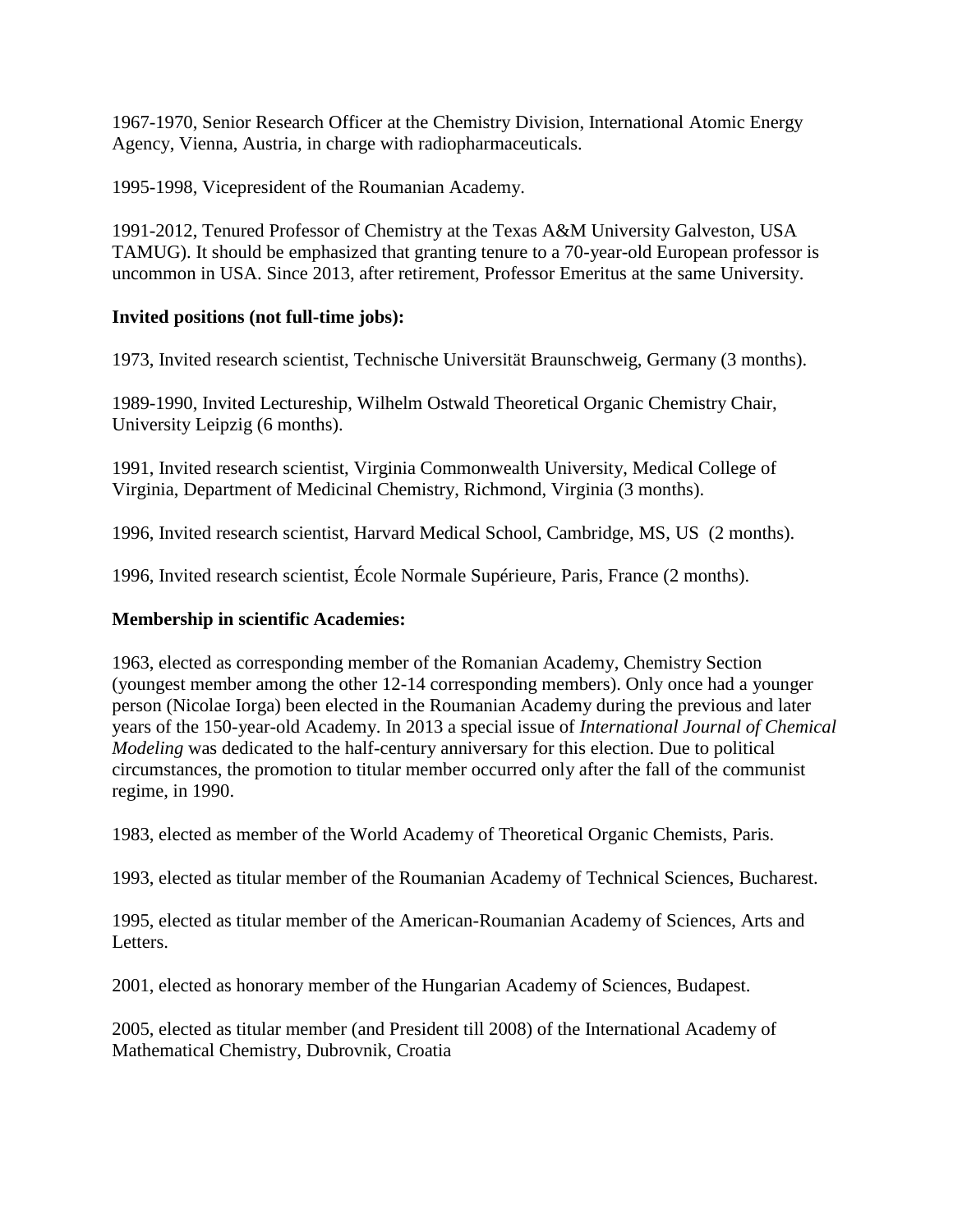1967-1970, Senior Research Officer at the Chemistry Division, International Atomic Energy Agency, Vienna, Austria, in charge with radiopharmaceuticals.

1995-1998, Vicepresident of the Roumanian Academy.

1991-2012, Tenured Professor of Chemistry at the Texas A&M University Galveston, USA TAMUG). It should be emphasized that granting tenure to a 70-year-old European professor is uncommon in USA. Since 2013, after retirement, Professor Emeritus at the same University.

**Invited positions (not full-time jobs):**

1973, Invited research scientist, Technische Universität Braunschweig, Germany (3 months).

1989-1990, Invited Lectureship, Wilhelm Ostwald Theoretical Organic Chemistry Chair, University Leipzig (6 months).

1991, Invited research scientist, Virginia Commonwealth University, Medical College of Virginia, Department of Medicinal Chemistry, Richmond, Virginia (3 months).

1996, Invited research scientist, Harvard Medical School, Cambridge, MS, US (2 months).

1996, Invited research scientist, École Normale Supérieure, Paris, France (2 months).

**Membership in scientific Academies:**

1963, elected as corresponding member of the Romanian Academy, Chemistry Section (youngest member among the other 12-14 corresponding members). Only once had a younger person (Nicolae Iorga) been elected in the Roumanian Academy during the previous and later years of the 150-year-old Academy. In 2013 a special issue of *International Journal of Chemical Modeling* was dedicated to the half-century anniversary for this election. Due to political circumstances, the promotion to titular member occurred only after the fall of the communist regime, in 1990.

1983, elected as member of the World Academy of Theoretical Organic Chemists, Paris.

1993, elected as titular member of the Roumanian Academy of Technical Sciences, Bucharest.

1995, elected as titular member of the American-Roumanian Academy of Sciences, Arts and Letters.

2001, elected as honorary member of the Hungarian Academy of Sciences, Budapest.

2005, elected as titular member (and President till 2008) of the International Academy of Mathematical Chemistry, Dubrovnik, Croatia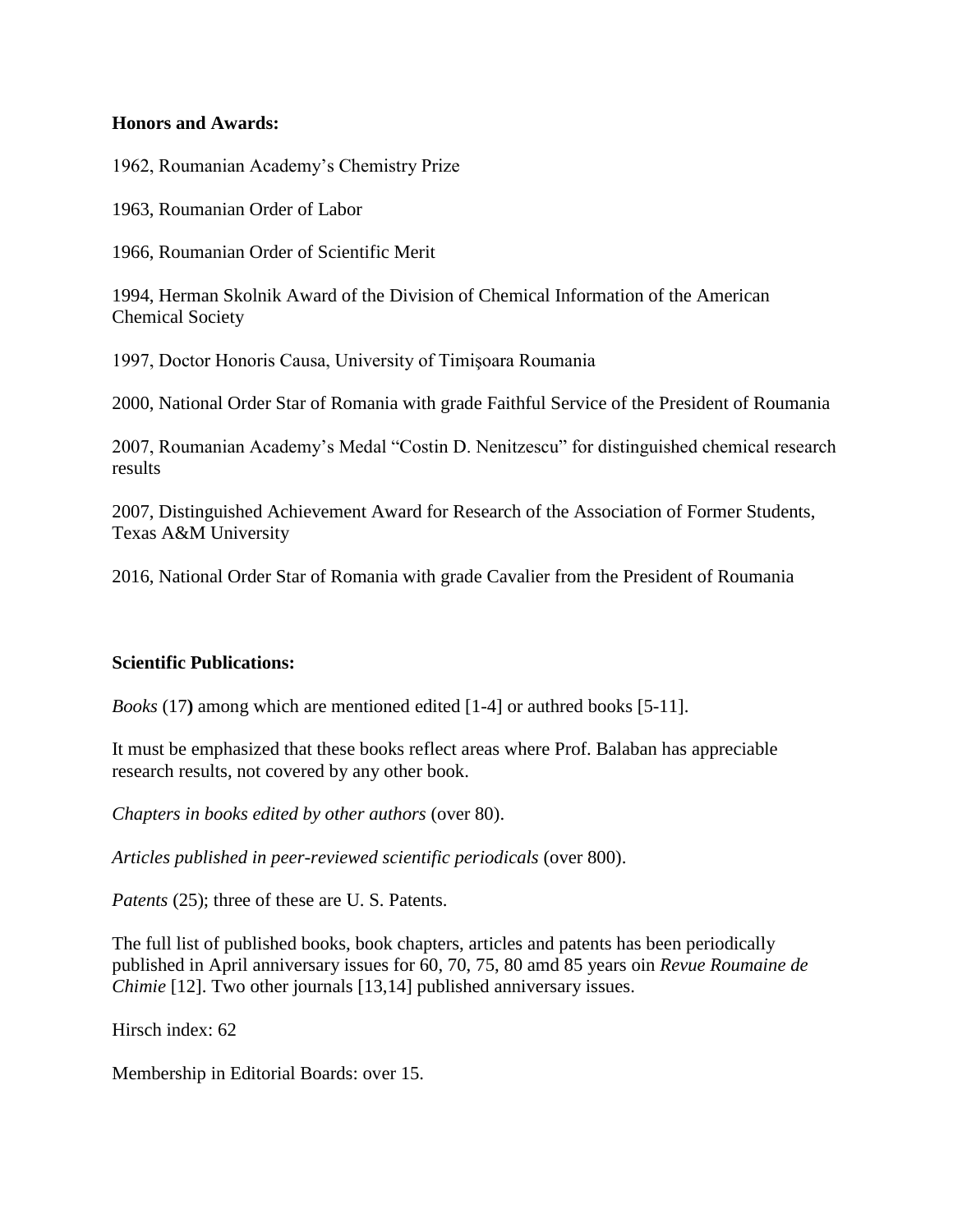**Honors and Awards:**

1962, Roumanian Academy's Chemistry Prize

1963, Roumanian Order of Labor

1966, Roumanian Order of Scientific Merit

1994, Herman Skolnik Award of the Division of Chemical Information of the American Chemical Society

1997, Doctor Honoris Causa, University of Timişoara Roumania

2000, National Order Star of Romania with grade Faithful Service of the President of Roumania

2007, Roumanian Academy's Medal "Costin D. Nenitzescu" for distinguished chemical research results

2007, Distinguished Achievement Award for Research of the Association of Former Students, Texas A&M University

2016, National Order Star of Romania with grade Cavalier from the President of Roumania

**Scientific Publications:**

*Books* (17**)** among which are mentioned edited [1-4] or authred books [5-11].

It must be emphasized that these books reflect areas where Prof. Balaban has appreciable research results, not covered by any other book.

*Chapters in books edited by other authors* (over 80).

*Articles published in peer-reviewed scientific periodicals* (over 800).

*Patents* (25); three of these are U. S. Patents.

The full list of published books, book chapters, articles and patents has been periodically published in April anniversary issues for 60, 70, 75, 80 amd 85 years oin *Revue Roumaine de Chimie* [12]. Two other journals [13,14] published anniversary issues.

Hirsch index: 62

Membership in Editorial Boards: over 15.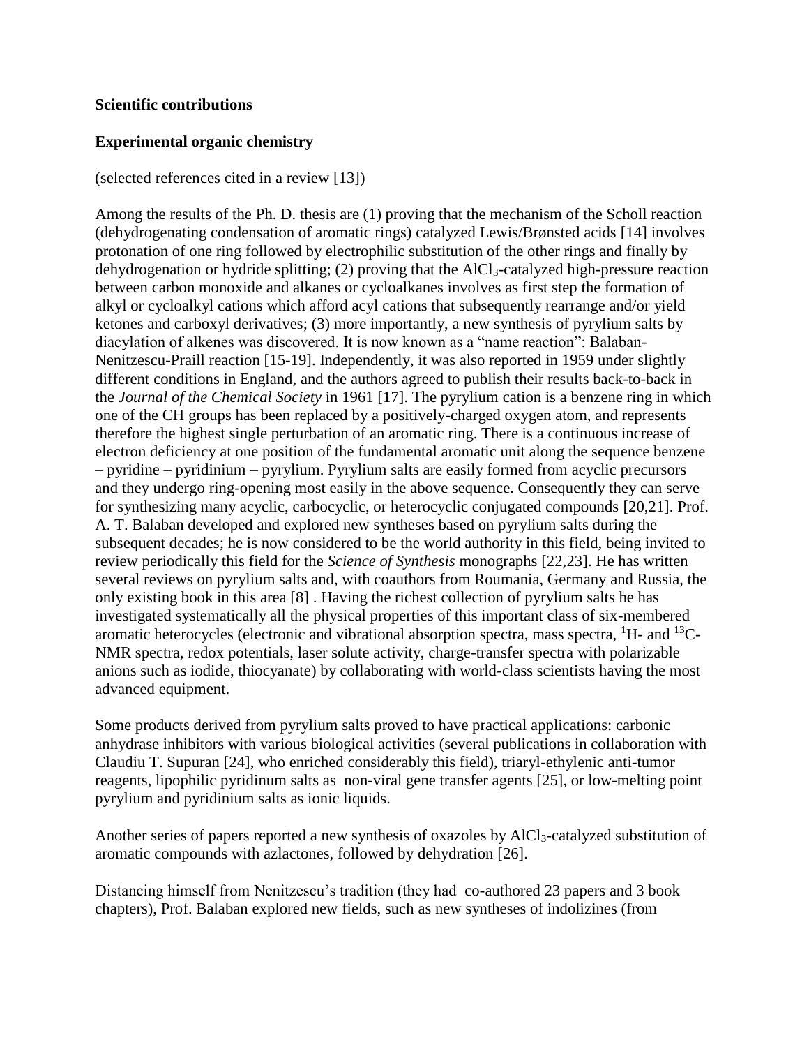**Scientific contributions**

**Experimental organic chemistry**

(selected references cited in a review [13])

Among the results of the Ph. D. thesis are (1) proving that the mechanism of the Scholl reaction (dehydrogenating condensation of aromatic rings) catalyzed Lewis/Brønsted acids [14] involves protonation of one ring followed by electrophilic substitution of the other rings and finally by dehydrogenation or hydride splitting; (2) proving that the $AlCl_3$-catalyzed high-pressure reaction between carbon monoxide and alkanes or cycloalkanes involves as first step the formation of alkyl or cycloalkyl cations which afford acyl cations that subsequently rearrange and/or yield ketones and carboxyl derivatives; (3) more importantly, a new synthesis of pyrylium salts by diacylation of alkenes was discovered. It is now known as a "name reaction": Balaban-Nenitzescu-Praill reaction [15-19]. Independently, it was also reported in 1959 under slightly different conditions in England, and the authors agreed to publish their results back-to-back in the *Journal of the Chemical Society* in 1961 [17]. The pyrylium cation is a benzene ring in which one of the CH groups has been replaced by a positively-charged oxygen atom, and represents therefore the highest single perturbation of an aromatic ring. There is a continuous increase of electron deficiency at one position of the fundamental aromatic unit along the sequence benzene – pyridine – pyridinium – pyrylium. Pyrylium salts are easily formed from acyclic precursors and they undergo ring-opening most easily in the above sequence. Consequently they can serve for synthesizing many acyclic, carbocyclic, or heterocyclic conjugated compounds [20,21]. Prof. A. T. Balaban developed and explored new syntheses based on pyrylium salts during the subsequent decades; he is now considered to be the world authority in this field, being invited to review periodically this field for the *Science of Synthesis* monographs [22,23]. He has written several reviews on pyrylium salts and, with coauthors from Roumania, Germany and Russia, the only existing book in this area [8] . Having the richest collection of pyrylium salts he has investigated systematically all the physical properties of this important class of six-membered aromatic heterocycles (electronic and vibrational absorption spectra, mass spectra, $^{1}H$- and $^{13}C$-NMR spectra, redox potentials, laser solute activity, charge-transfer spectra with polarizable anions such as iodide, thiocyanate) by collaborating with world-class scientists having the most advanced equipment.

Some products derived from pyrylium salts proved to have practical applications: carbonic anhydrase inhibitors with various biological activities (several publications in collaboration with Claudiu T. Supuran [24], who enriched considerably this field), triaryl-ethylenic anti-tumor reagents, lipophilic pyridinum salts as non-viral gene transfer agents [25], or low-melting point pyrylium and pyridinium salts as ionic liquids.

Another series of papers reported a new synthesis of oxazoles by $AlCl_3$-catalyzed substitution of aromatic compounds with azlactones, followed by dehydration [26].

Distancing himself from Nenitzescu's tradition (they had co-authored 23 papers and 3 book chapters), Prof. Balaban explored new fields, such as new syntheses of indolizines (from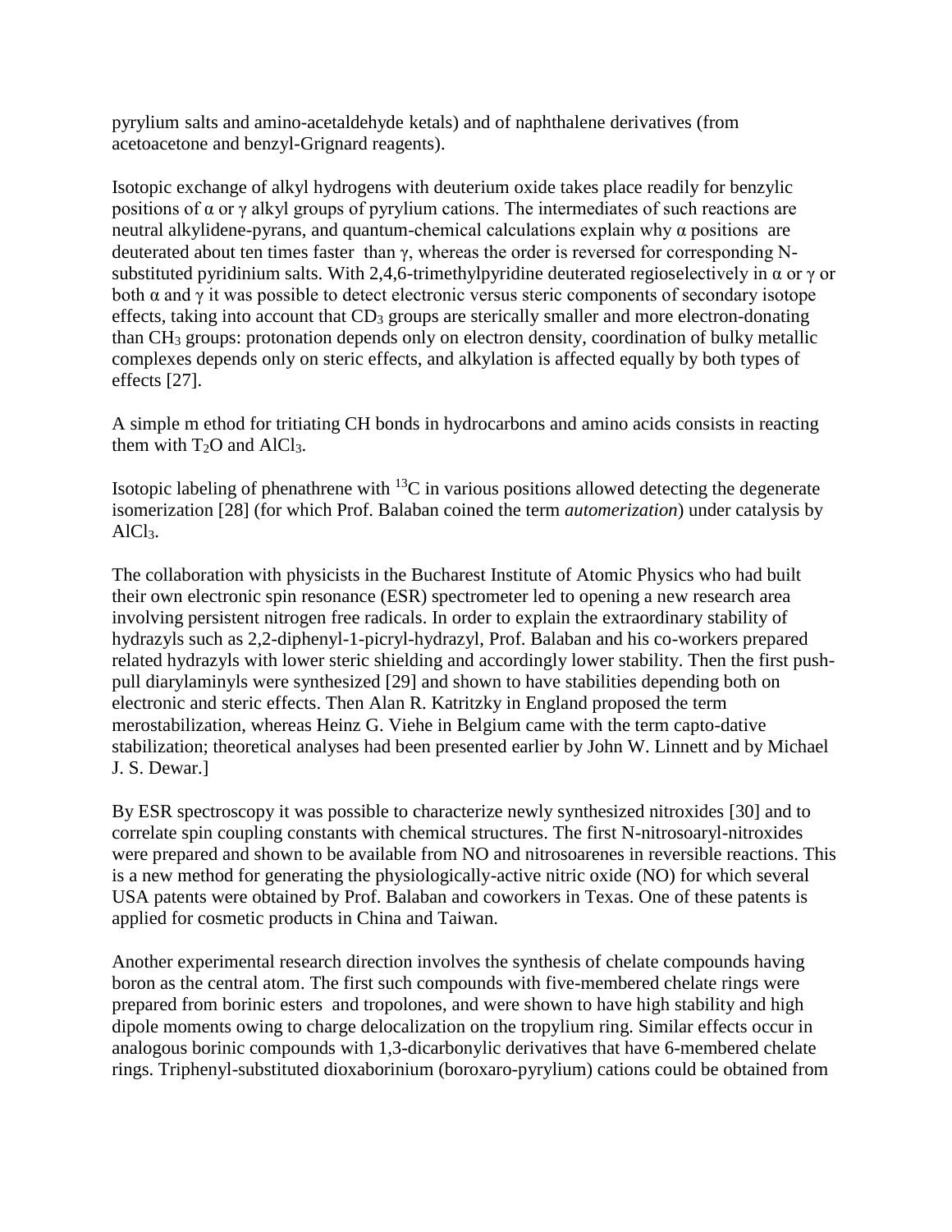pyrylium salts and amino-acetaldehyde ketals) and of naphthalene derivatives (from acetoacetone and benzyl-Grignard reagents).

Isotopic exchange of alkyl hydrogens with deuterium oxide takes place readily for benzylic positions of α or γ alkyl groups of pyrylium cations. The intermediates of such reactions are neutral alkylidene-pyrans, and quantum-chemical calculations explain why α positions are deuterated about ten times faster than γ, whereas the order is reversed for corresponding N-substituted pyridinium salts. With 2,4,6-trimethylpyridine deuterated regioselectively in α or γ or both α and γ it was possible to detect electronic versus steric components of secondary isotope effects, taking into account that $CD_3$ groups are sterically smaller and more electron-donating than $CH_3$ groups: protonation depends only on electron density, coordination of bulky metallic complexes depends only on steric effects, and alkylation is affected equally by both types of effects [27].

A simple m ethod for tritiating CH bonds in hydrocarbons and amino acids consists in reacting them with $T_2O$ and $AlCl_3$.

Isotopic labeling of phenathrene with $^{13}C$ in various positions allowed detecting the degenerate isomerization [28] (for which Prof. Balaban coined the term *automerization*) under catalysis by $AlCl_3$.

The collaboration with physicists in the Bucharest Institute of Atomic Physics who had built their own electronic spin resonance (ESR) spectrometer led to opening a new research area involving persistent nitrogen free radicals. In order to explain the extraordinary stability of hydrazyls such as 2,2-diphenyl-1-picryl-hydrazyl, Prof. Balaban and his co-workers prepared related hydrazyls with lower steric shielding and accordingly lower stability. Then the first push-pull diarylaminyls were synthesized [29] and shown to have stabilities depending both on electronic and steric effects. Then Alan R. Katritzky in England proposed the term merostabilization, whereas Heinz G. Viehe in Belgium came with the term capto-dative stabilization; theoretical analyses had been presented earlier by John W. Linnett and by Michael J. S. Dewar.]

By ESR spectroscopy it was possible to characterize newly synthesized nitroxides [30] and to correlate spin coupling constants with chemical structures. The first N-nitrosoaryl-nitroxides were prepared and shown to be available from NO and nitrosoarenes in reversible reactions. This is a new method for generating the physiologically-active nitric oxide (NO) for which several USA patents were obtained by Prof. Balaban and coworkers in Texas. One of these patents is applied for cosmetic products in China and Taiwan.

Another experimental research direction involves the synthesis of chelate compounds having boron as the central atom. The first such compounds with five-membered chelate rings were prepared from borinic esters and tropolones, and were shown to have high stability and high dipole moments owing to charge delocalization on the tropylium ring. Similar effects occur in analogous borinic compounds with 1,3-dicarbonylic derivatives that have 6-membered chelate rings. Triphenyl-substituted dioxaborinium (boroxaro-pyrylium) cations could be obtained from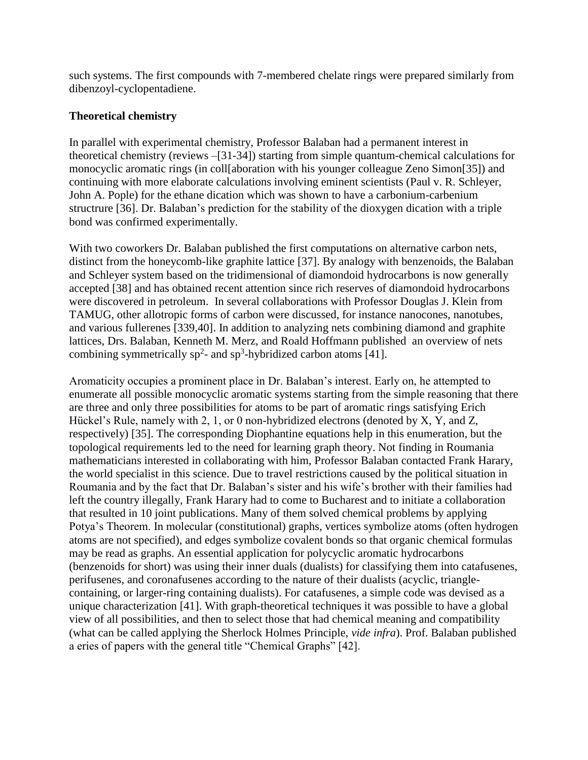such systems. The first compounds with 7-membered chelate rings were prepared similarly from dibenzoyl-cyclopentadiene.

**Theoretical chemistry**

In parallel with experimental chemistry, Professor Balaban had a permanent interest in theoretical chemistry (reviews –[31-34]) starting from simple quantum-chemical calculations for monocyclic aromatic rings (in coll[aboration with his younger colleague Zeno Simon[35]) and continuing with more elaborate calculations involving eminent scientists (Paul v. R. Schleyer, John A. Pople) for the ethane dication which was shown to have a carbonium-carbenium structrure [36]. Dr. Balaban's prediction for the stability of the dioxygen dication with a triple bond was confirmed experimentally.

With two coworkers Dr. Balaban published the first computations on alternative carbon nets, distinct from the honeycomb-like graphite lattice [37]. By analogy with benzenoids, the Balaban and Schleyer system based on the tridimensional of diamondoid hydrocarbons is now generally accepted [38] and has obtained recent attention since rich reserves of diamondoid hydrocarbons were discovered in petroleum. In several collaborations with Professor Douglas J. Klein from TAMUG, other allotropic forms of carbon were discussed, for instance nanocones, nanotubes, and various fullerenes [339,40]. In addition to analyzing nets combining diamond and graphite lattices, Drs. Balaban, Kenneth M. Merz, and Roald Hoffmann published an overview of nets combining symmetrically $sp^2$- and $sp^3$-hybridized carbon atoms [41].

Aromaticity occupies a prominent place in Dr. Balaban's interest. Early on, he attempted to enumerate all possible monocyclic aromatic systems starting from the simple reasoning that there are three and only three possibilities for atoms to be part of aromatic rings satisfying Erich Hückel's Rule, namely with 2, 1, or 0 non-hybridized electrons (denoted by X, Y, and Z, respectively) [35]. The corresponding Diophantine equations help in this enumeration, but the topological requirements led to the need for learning graph theory. Not finding in Roumania mathematicians interested in collaborating with him, Professor Balaban contacted Frank Harary, the world specialist in this science. Due to travel restrictions caused by the political situation in Roumania and by the fact that Dr. Balaban's sister and his wife's brother with their families had left the country illegally, Frank Harary had to come to Bucharest and to initiate a collaboration that resulted in 10 joint publications. Many of them solved chemical problems by applying Potya's Theorem. In molecular (constitutional) graphs, vertices symbolize atoms (often hydrogen atoms are not specified), and edges symbolize covalent bonds so that organic chemical formulas may be read as graphs. An essential application for polycyclic aromatic hydrocarbons (benzenoids for short) was using their inner duals (dualists) for classifying them into catafusenes, perifusenes, and coronafusenes according to the nature of their dualists (acyclic, triangle-containing, or larger-ring containing dualists). For catafusenes, a simple code was devised as a unique characterization [41]. With graph-theoretical techniques it was possible to have a global view of all possibilities, and then to select those that had chemical meaning and compatibility (what can be called applying the Sherlock Holmes Principle, *vide infra*). Prof. Balaban published a eries of papers with the general title "Chemical Graphs" [42].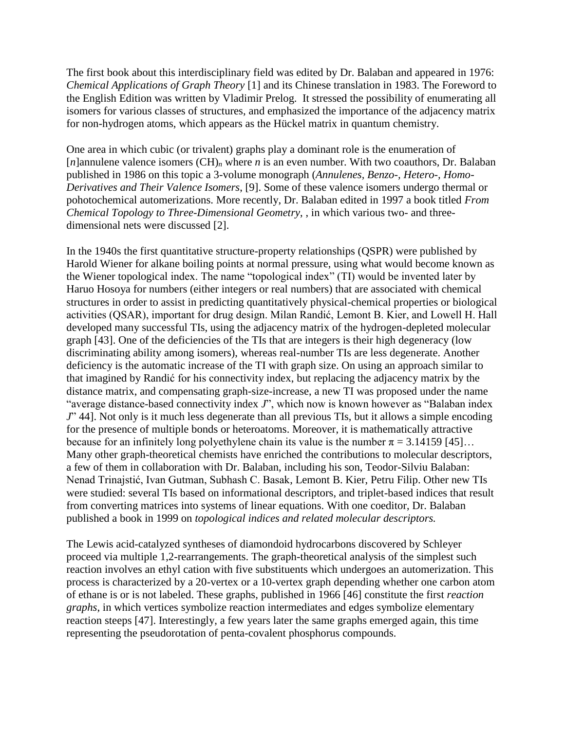The first book about this interdisciplinary field was edited by Dr. Balaban and appeared in 1976: *Chemical Applications of Graph Theory* [1] and its Chinese translation in 1983. The Foreword to the English Edition was written by Vladimir Prelog. It stressed the possibility of enumerating all isomers for various classes of structures, and emphasized the importance of the adjacency matrix for non-hydrogen atoms, which appears as the Hückel matrix in quantum chemistry.

One area in which cubic (or trivalent) graphs play a dominant role is the enumeration of [$n$]annulene valence isomers $(CH)_n$ where $n$ is an even number. With two coauthors, Dr. Balaban published in 1986 on this topic a 3-volume monograph (*Annulenes, Benzo-, Hetero-, Homo-Derivatives and Their Valence Isomers*, [9]. Some of these valence isomers undergo thermal or pohotochemical automerizations. More recently, Dr. Balaban edited in 1997 a book titled *From Chemical Topology to Three-Dimensional Geometry*, , in which various two- and three-dimensional nets were discussed [2].

In the 1940s the first quantitative structure-property relationships (QSPR) were published by Harold Wiener for alkane boiling points at normal pressure, using what would become known as the Wiener topological index. The name "topological index" (TI) would be invented later by Haruo Hosoya for numbers (either integers or real numbers) that are associated with chemical structures in order to assist in predicting quantitatively physical-chemical properties or biological activities (QSAR), important for drug design. Milan Randić, Lemont B. Kier, and Lowell H. Hall developed many successful TIs, using the adjacency matrix of the hydrogen-depleted molecular graph [43]. One of the deficiencies of the TIs that are integers is their high degeneracy (low discriminating ability among isomers), whereas real-number TIs are less degenerate. Another deficiency is the automatic increase of the TI with graph size. On using an approach similar to that imagined by Randić for his connectivity index, but replacing the adjacency matrix by the distance matrix, and compensating graph-size-increase, a new TI was proposed under the name "average distance-based connectivity index $J$", which now is known however as "Balaban index $J$" 44]. Not only is it much less degenerate than all previous TIs, but it allows a simple encoding for the presence of multiple bonds or heteroatoms. Moreover, it is mathematically attractive because for an infinitely long polyethylene chain its value is the number $\pi = 3.14159$ [45]… Many other graph-theoretical chemists have enriched the contributions to molecular descriptors, a few of them in collaboration with Dr. Balaban, including his son, Teodor-Silviu Balaban: Nenad Trinajstić, Ivan Gutman, Subhash C. Basak, Lemont B. Kier, Petru Filip. Other new TIs were studied: several TIs based on informational descriptors, and triplet-based indices that result from converting matrices into systems of linear equations. With one coeditor, Dr. Balaban published a book in 1999 on *topological indices and related molecular descriptors.*

The Lewis acid-catalyzed syntheses of diamondoid hydrocarbons discovered by Schleyer proceed via multiple 1,2-rearrangements. The graph-theoretical analysis of the simplest such reaction involves an ethyl cation with five substituents which undergoes an automerization. This process is characterized by a 20-vertex or a 10-vertex graph depending whether one carbon atom of ethane is or is not labeled. These graphs, published in 1966 [46] constitute the first *reaction graphs*, in which vertices symbolize reaction intermediates and edges symbolize elementary reaction steeps [47]. Interestingly, a few years later the same graphs emerged again, this time representing the pseudorotation of penta-covalent phosphorus compounds.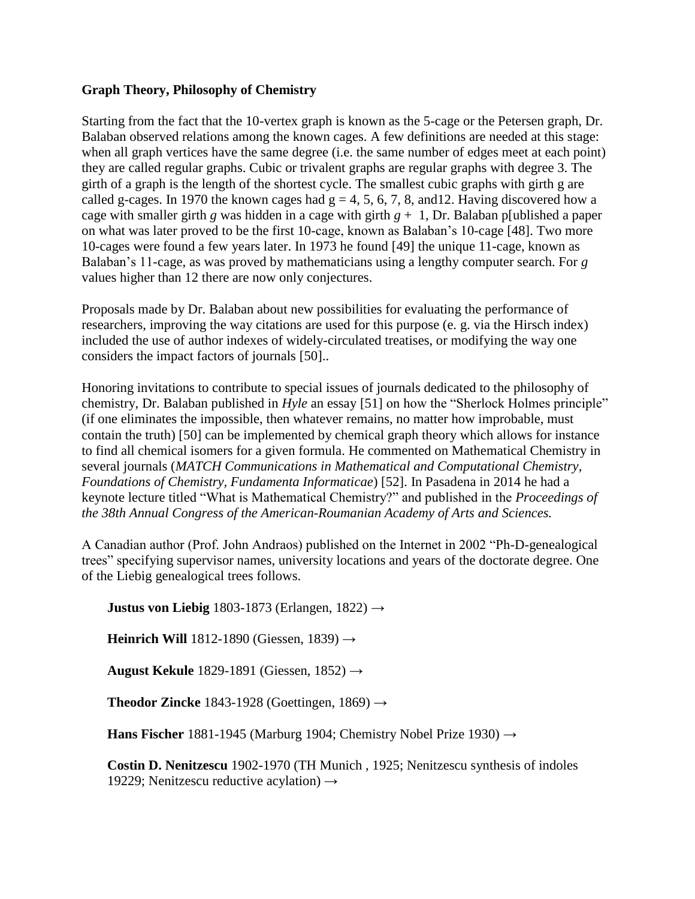**Graph Theory, Philosophy of Chemistry**

Starting from the fact that the 10-vertex graph is known as the 5-cage or the Petersen graph, Dr. Balaban observed relations among the known cages. A few definitions are needed at this stage: when all graph vertices have the same degree (i.e. the same number of edges meet at each point) they are called regular graphs. Cubic or trivalent graphs are regular graphs with degree 3. The girth of a graph is the length of the shortest cycle. The smallest cubic graphs with girth g are called g-cages. In 1970 the known cages had g = 4, 5, 6, 7, 8, and12. Having discovered how a cage with smaller girth *g* was hidden in a cage with girth *g* + 1, Dr. Balaban p[ublished a paper on what was later proved to be the first 10-cage, known as Balaban's 10-cage [48]. Two more 10-cages were found a few years later. In 1973 he found [49] the unique 11-cage, known as Balaban's 11-cage, as was proved by mathematicians using a lengthy computer search. For *g* values higher than 12 there are now only conjectures.

Proposals made by Dr. Balaban about new possibilities for evaluating the performance of researchers, improving the way citations are used for this purpose (e. g. via the Hirsch index) included the use of author indexes of widely-circulated treatises, or modifying the way one considers the impact factors of journals [50]..

Honoring invitations to contribute to special issues of journals dedicated to the philosophy of chemistry, Dr. Balaban published in *Hyle* an essay [51] on how the "Sherlock Holmes principle" (if one eliminates the impossible, then whatever remains, no matter how improbable, must contain the truth) [50] can be implemented by chemical graph theory which allows for instance to find all chemical isomers for a given formula. He commented on Mathematical Chemistry in several journals (*MATCH Communications in Mathematical and Computational Chemistry, Foundations of Chemistry, Fundamenta Informaticae*) [52]. In Pasadena in 2014 he had a keynote lecture titled "What is Mathematical Chemistry?" and published in the *Proceedings of the 38th Annual Congress of the American-Roumanian Academy of Arts and Sciences.*

A Canadian author (Prof. John Andraos) published on the Internet in 2002 "Ph-D-genealogical trees" specifying supervisor names, university locations and years of the doctorate degree. One of the Liebig genealogical trees follows.

**Justus von Liebig** 1803-1873 (Erlangen, 1822) →

**Heinrich Will** 1812-1890 (Giessen, 1839) →

**August Kekule** 1829-1891 (Giessen, 1852) →

**Theodor Zincke** 1843-1928 (Goettingen, 1869) →

**Hans Fischer** 1881-1945 (Marburg 1904; Chemistry Nobel Prize 1930) →

**Costin D. Nenitzescu** 1902-1970 (TH Munich , 1925; Nenitzescu synthesis of indoles 19229; Nenitzescu reductive acylation) →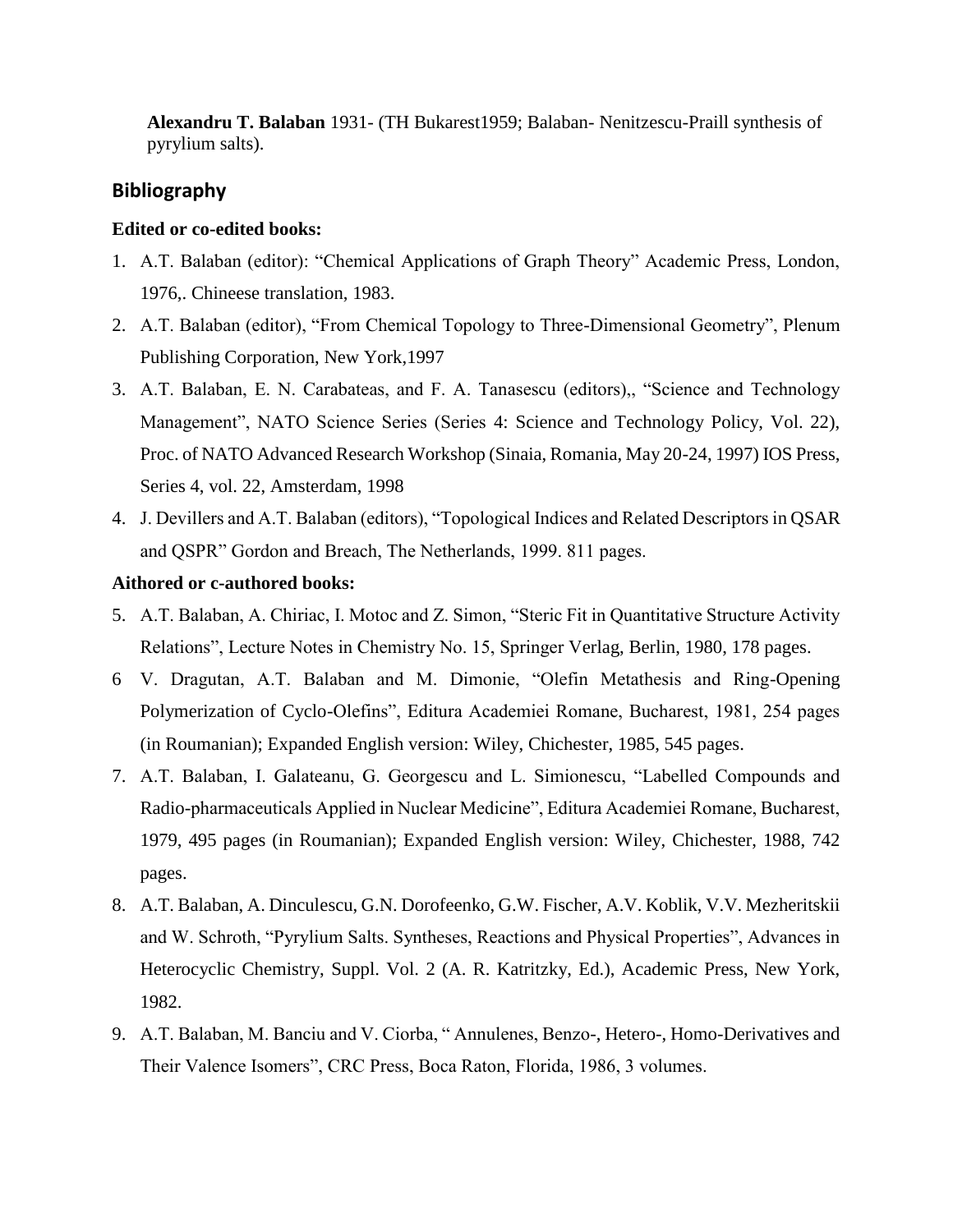**Alexandru T. Balaban** 1931- (TH Bukarest1959; Balaban- Nenitzescu-Praill synthesis of pyrylium salts).

## Bibliography

**Edited or co-edited books:**

1. A.T. Balaban (editor): "Chemical Applications of Graph Theory" Academic Press, London, 1976,. Chineese translation, 1983.
2. A.T. Balaban (editor), "From Chemical Topology to Three-Dimensional Geometry", Plenum Publishing Corporation, New York,1997
3. A.T. Balaban, E. N. Carabateas, and F. A. Tanasescu (editors),, "Science and Technology Management", NATO Science Series (Series 4: Science and Technology Policy, Vol. 22), Proc. of NATO Advanced Research Workshop (Sinaia, Romania, May 20-24, 1997) IOS Press, Series 4, vol. 22, Amsterdam, 1998
4. J. Devillers and A.T. Balaban (editors), "Topological Indices and Related Descriptors in QSAR and QSPR" Gordon and Breach, The Netherlands, 1999. 811 pages.

**Aithored or c-authored books:**

5. A.T. Balaban, A. Chiriac, I. Motoc and Z. Simon, "Steric Fit in Quantitative Structure Activity Relations", Lecture Notes in Chemistry No. 15, Springer Verlag, Berlin, 1980, 178 pages.
6. V. Dragutan, A.T. Balaban and M. Dimonie, "Olefin Metathesis and Ring-Opening Polymerization of Cyclo-Olefins", Editura Academiei Romane, Bucharest, 1981, 254 pages (in Roumanian); Expanded English version: Wiley, Chichester, 1985, 545 pages.
7. A.T. Balaban, I. Galateanu, G. Georgescu and L. Simionescu, "Labelled Compounds and Radio-pharmaceuticals Applied in Nuclear Medicine", Editura Academiei Romane, Bucharest, 1979, 495 pages (in Roumanian); Expanded English version: Wiley, Chichester, 1988, 742 pages.
8. A.T. Balaban, A. Dinculescu, G.N. Dorofeenko, G.W. Fischer, A.V. Koblik, V.V. Mezheritskii and W. Schroth, "Pyrylium Salts. Syntheses, Reactions and Physical Properties", Advances in Heterocyclic Chemistry, Suppl. Vol. 2 (A. R. Katritzky, Ed.), Academic Press, New York, 1982.
9. A.T. Balaban, M. Banciu and V. Ciorba, " Annulenes, Benzo-, Hetero-, Homo-Derivatives and Their Valence Isomers", CRC Press, Boca Raton, Florida, 1986, 3 volumes.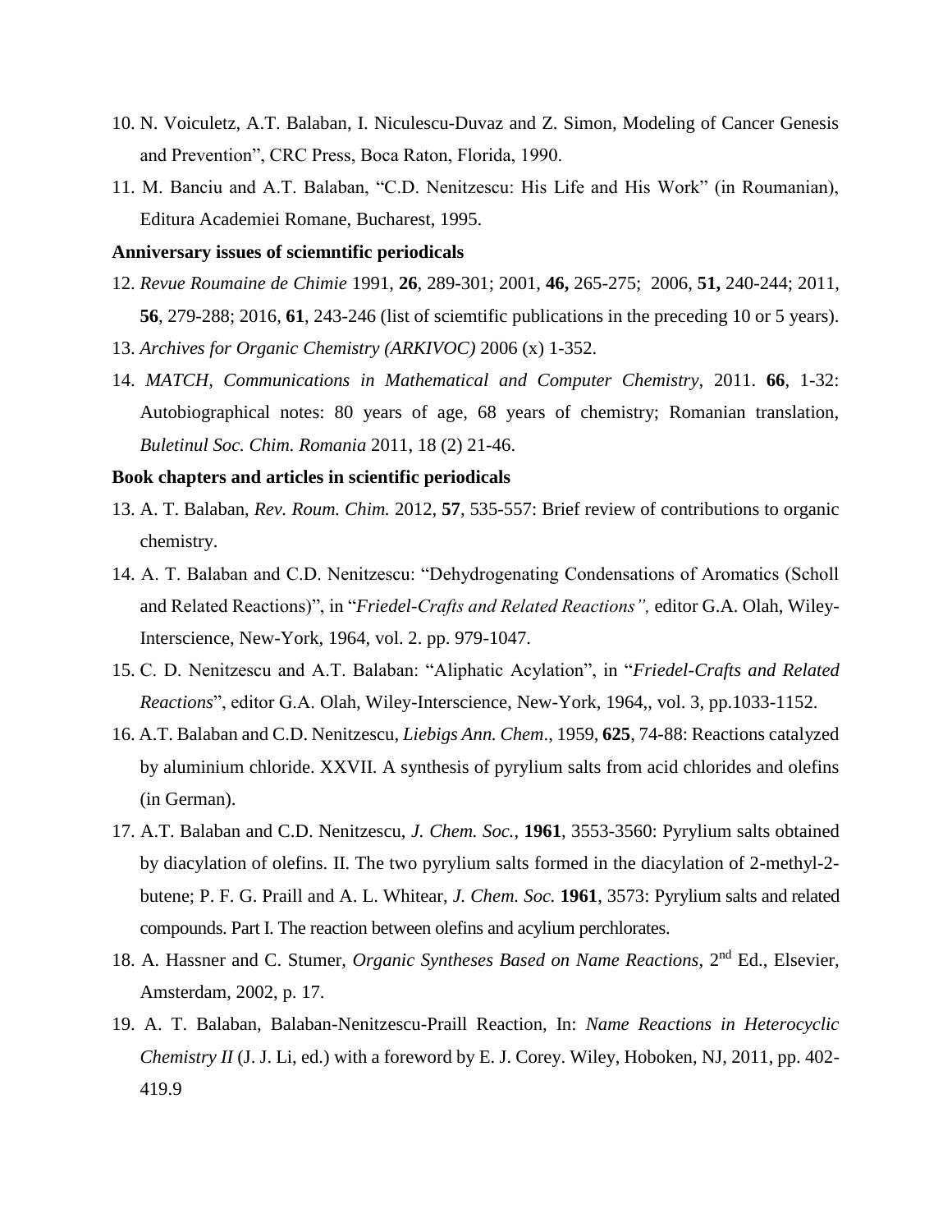10. N. Voiculetz, A.T. Balaban, I. Niculescu-Duvaz and Z. Simon, Modeling of Cancer Genesis and Prevention", CRC Press, Boca Raton, Florida, 1990.
11. M. Banciu and A.T. Balaban, "C.D. Nenitzescu: His Life and His Work" (in Roumanian), Editura Academiei Romane, Bucharest, 1995.

**Anniversary issues of sciemntific periodicals**

12. *Revue Roumaine de Chimie* 1991, **26**, 289-301; 2001, **46,** 265-275; 2006, **51,** 240-244; 2011, **56**, 279-288; 2016, **61**, 243-246 (list of sciemtific publications in the preceding 10 or 5 years).
13. *Archives for Organic Chemistry (ARKIVOC)* 2006 (x) 1-352.
14. *MATCH, Communications in Mathematical and Computer Chemistry*, 2011. **66**, 1-32: Autobiographical notes: 80 years of age, 68 years of chemistry; Romanian translation, *Buletinul Soc. Chim. Romania* 2011, 18 (2) 21-46.

**Book chapters and articles in scientific periodicals**

13. A. T. Balaban, *Rev. Roum. Chim.* 2012, **57**, 535-557: Brief review of contributions to organic chemistry.
14. A. T. Balaban and C.D. Nenitzescu: "Dehydrogenating Condensations of Aromatics (Scholl and Related Reactions)", in "*Friedel-Crafts and Related Reactions",* editor G.A. Olah, Wiley-Interscience, New-York, 1964, vol. 2. pp. 979-1047.
15. C. D. Nenitzescu and A.T. Balaban: "Aliphatic Acylation", in "*Friedel-Crafts and Related Reactions*", editor G.A. Olah, Wiley-Interscience, New-York, 1964,, vol. 3, pp.1033-1152.
16. A.T. Balaban and C.D. Nenitzescu, *Liebigs Ann. Chem*., 1959, **625**, 74-88: Reactions catalyzed by aluminium chloride. XXVII. A synthesis of pyrylium salts from acid chlorides and olefins (in German).
17. A.T. Balaban and C.D. Nenitzescu, *J. Chem. Soc.*, **1961**, 3553-3560: Pyrylium salts obtained by diacylation of olefins. II. The two pyrylium salts formed in the diacylation of 2-methyl-2-butene; P. F. G. Praill and A. L. Whitear, *J. Chem. Soc.* **1961**, 3573: Pyrylium salts and related compounds. Part I. The reaction between olefins and acylium perchlorates.
18. A. Hassner and C. Stumer, *Organic Syntheses Based on Name Reactions*, 2nd Ed., Elsevier, Amsterdam, 2002, p. 17.
19. A. T. Balaban, Balaban-Nenitzescu-Praill Reaction, In: *Name Reactions in Heterocyclic Chemistry II* (J. J. Li, ed.) with a foreword by E. J. Corey. Wiley, Hoboken, NJ, 2011, pp. 402-419.9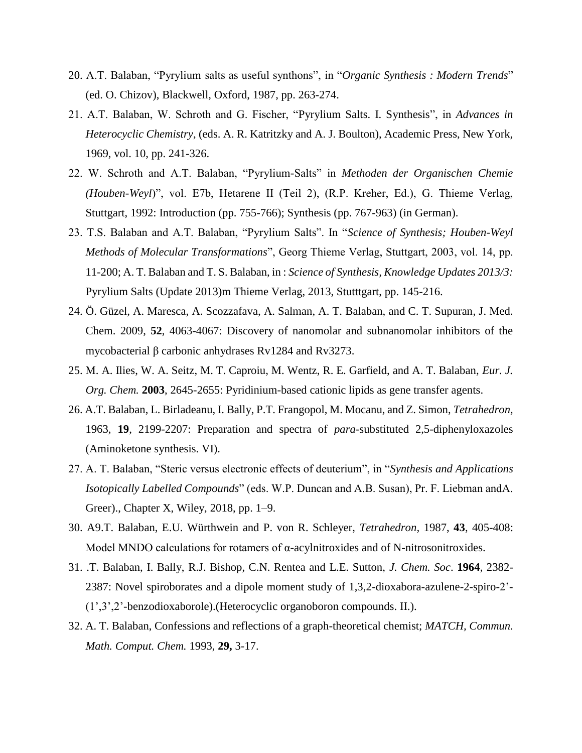20. A.T. Balaban, "Pyrylium salts as useful synthons", in "*Organic Synthesis : Modern Trends*" (ed. O. Chizov), Blackwell, Oxford, 1987, pp. 263-274.
21. A.T. Balaban, W. Schroth and G. Fischer, "Pyrylium Salts. I. Synthesis", in *Advances in Heterocyclic Chemistry*, (eds. A. R. Katritzky and A. J. Boulton), Academic Press, New York, 1969, vol. 10, pp. 241-326.
22. W. Schroth and A.T. Balaban, "Pyrylium-Salts" in *Methoden der Organischen Chemie (Houben-Weyl*)", vol. E7b, Hetarene II (Teil 2), (R.P. Kreher, Ed.), G. Thieme Verlag, Stuttgart, 1992: Introduction (pp. 755-766); Synthesis (pp. 767-963) (in German).
23. T.S. Balaban and A.T. Balaban, "Pyrylium Salts". In "*Science of Synthesis; Houben-Weyl Methods of Molecular Transformations*", Georg Thieme Verlag, Stuttgart, 2003, vol. 14, pp. 11-200; A. T. Balaban and T. S. Balaban, in : *Science of Synthesis, Knowledge Updates 2013/3:* Pyrylium Salts (Update 2013)m Thieme Verlag, 2013, Stutttgart, pp. 145-216.
24. Ö. Güzel, A. Maresca, A. Scozzafava, A. Salman, A. T. Balaban, and C. T. Supuran, J. Med. Chem. 2009, **52**, 4063-4067: Discovery of nanomolar and subnanomolar inhibitors of the mycobacterial β carbonic anhydrases Rv1284 and Rv3273.
25. M. A. Ilies, W. A. Seitz, M. T. Caproiu, M. Wentz, R. E. Garfield, and A. T. Balaban, *Eur. J. Org. Chem.* **2003**, 2645-2655: Pyridinium-based cationic lipids as gene transfer agents.
26. A.T. Balaban, L. Birladeanu, I. Bally, P.T. Frangopol, M. Mocanu, and Z. Simon, *Tetrahedron,* 1963, **19**, 2199-2207: Preparation and spectra of *para*-substituted 2,5-diphenyloxazoles (Aminoketone synthesis. VI).
27. A. T. Balaban, "Steric versus electronic effects of deuterium", in "*Synthesis and Applications Isotopically Labelled Compounds*" (eds. W.P. Duncan and A.B. Susan), Pr. F. Liebman andA. Greer)., Chapter X, Wiley, 2018, pp. 1–9.
30. A9.T. Balaban, E.U. Würthwein and P. von R. Schleyer, *Tetrahedron*, 1987, **43**, 405-408: Model MNDO calculations for rotamers of α-acylnitroxides and of N-nitrosonitroxides.
31. .T. Balaban, I. Bally, R.J. Bishop, C.N. Rentea and L.E. Sutton, *J. Chem. Soc*. **1964**, 2382-2387: Novel spiroborates and a dipole moment study of 1,3,2-dioxabora-azulene-2-spiro-2'-(1',3',2'-benzodioxaborole).(Heterocyclic organoboron compounds. II.).
32. A. T. Balaban, Confessions and reflections of a graph-theoretical chemist; *MATCH, Commun. Math. Comput. Chem.* 1993, **29,** 3-17.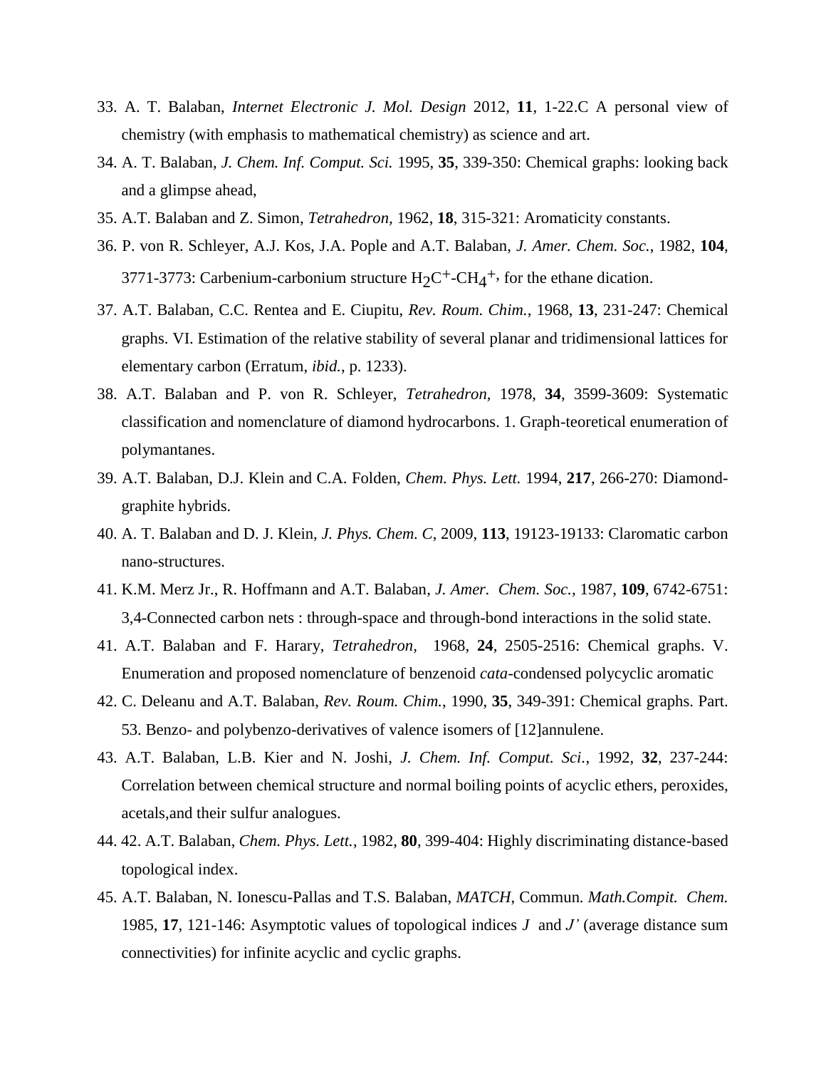33. A. T. Balaban, *Internet Electronic J. Mol. Design* 2012, **11**, 1-22.C A personal view of chemistry (with emphasis to mathematical chemistry) as science and art.
34. A. T. Balaban, *J. Chem. Inf. Comput. Sci.* 1995, **35**, 339-350: Chemical graphs: looking back and a glimpse ahead,
35. A.T. Balaban and Z. Simon, *Tetrahedron,* 1962, **18**, 315-321: Aromaticity constants.
36. P. von R. Schleyer, A.J. Kos, J.A. Pople and A.T. Balaban, *J. Amer. Chem. Soc.*, 1982, **104**, 3771-3773: Carbenium-carbonium structure $H_2C^+$-$CH_4^+$, for the ethane dication.
37. A.T. Balaban, C.C. Rentea and E. Ciupitu, *Rev. Roum. Chim.*, 1968, **13**, 231-247: Chemical graphs. VI. Estimation of the relative stability of several planar and tridimensional lattices for elementary carbon (Erratum, *ibid.*, p. 1233).
38. A.T. Balaban and P. von R. Schleyer, *Tetrahedron,* 1978, **34**, 3599-3609: Systematic classification and nomenclature of diamond hydrocarbons. 1. Graph-teoretical enumeration of polymantanes.
39. A.T. Balaban, D.J. Klein and C.A. Folden, *Chem. Phys. Lett.* 1994, **217**, 266-270: Diamond-graphite hybrids.
40. A. T. Balaban and D. J. Klein, *J. Phys. Chem. C*, 2009, **113**, 19123-19133: Claromatic carbon nano-structures.
41. K.M. Merz Jr., R. Hoffmann and A.T. Balaban, *J. Amer. Chem. Soc.*, 1987, **109**, 6742-6751: 3,4-Connected carbon nets : through-space and through-bond interactions in the solid state.
41. A.T. Balaban and F. Harary, *Tetrahedron,* 1968, **24**, 2505-2516: Chemical graphs. V. Enumeration and proposed nomenclature of benzenoid *cata*-condensed polycyclic aromatic
42. C. Deleanu and A.T. Balaban, *Rev. Roum. Chim.*, 1990, **35**, 349-391: Chemical graphs. Part. 53. Benzo- and polybenzo-derivatives of valence isomers of [12]annulene.
43. A.T. Balaban, L.B. Kier and N. Joshi, *J. Chem. Inf. Comput. Sci.*, 1992, **32**, 237-244: Correlation between chemical structure and normal boiling points of acyclic ethers, peroxides, acetals,and their sulfur analogues.
44. 42. A.T. Balaban, *Chem. Phys. Lett.*, 1982, **80**, 399-404: Highly discriminating distance-based topological index.
45. A.T. Balaban, N. Ionescu-Pallas and T.S. Balaban, *MATCH*, Commun. *Math.Compit. Chem.* 1985, **17**, 121-146: Asymptotic values of topological indices *J* and *J'* (average distance sum connectivities) for infinite acyclic and cyclic graphs.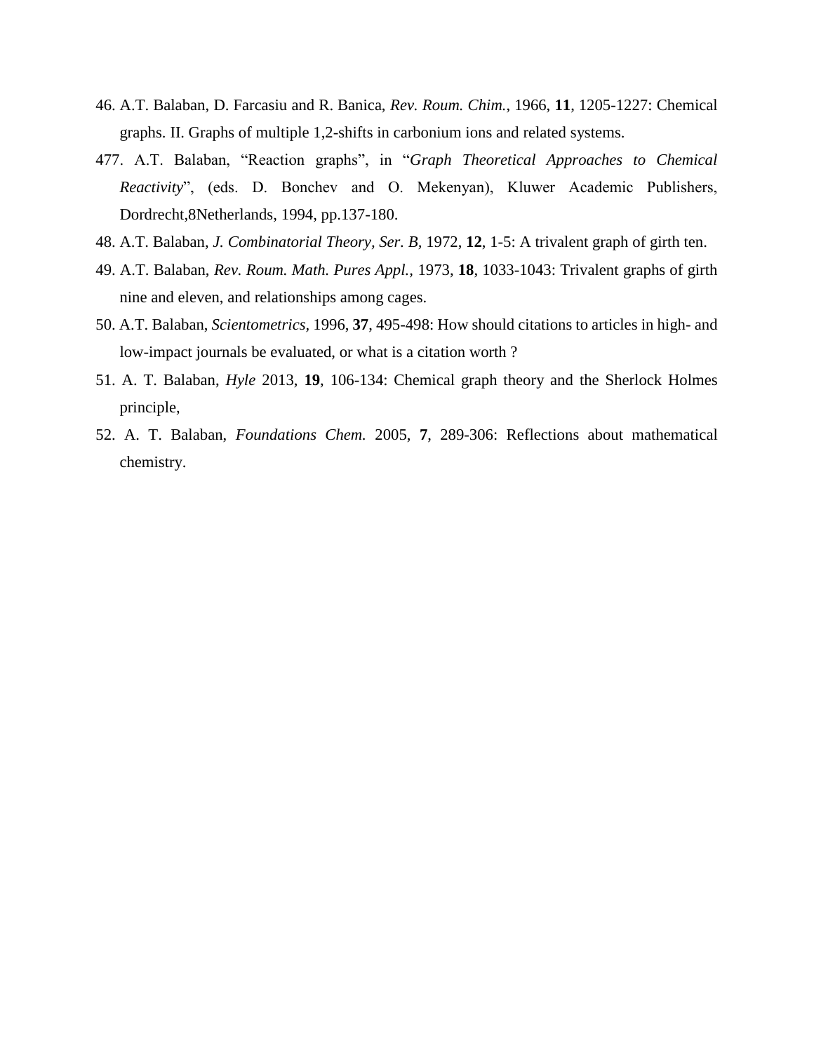46. A.T. Balaban, D. Farcasiu and R. Banica, *Rev. Roum. Chim.*, 1966, **11**, 1205-1227: Chemical graphs. II. Graphs of multiple 1,2-shifts in carbonium ions and related systems.

477. A.T. Balaban, "Reaction graphs", in "*Graph Theoretical Approaches to Chemical Reactivity*", (eds. D. Bonchev and O. Mekenyan), Kluwer Academic Publishers, Dordrecht,8Netherlands, 1994, pp.137-180.

48. A.T. Balaban, *J. Combinatorial Theory, Ser. B*, 1972, **12**, 1-5: A trivalent graph of girth ten.

49. A.T. Balaban, *Rev. Roum. Math. Pures Appl.*, 1973, **18**, 1033-1043: Trivalent graphs of girth nine and eleven, and relationships among cages.

50. A.T. Balaban, *Scientometrics*, 1996, **37**, 495-498: How should citations to articles in high- and low-impact journals be evaluated, or what is a citation worth ?

51. A. T. Balaban, *Hyle* 2013, **19**, 106-134: Chemical graph theory and the Sherlock Holmes principle,

52. A. T. Balaban, *Foundations Chem.* 2005, **7**, 289-306: Reflections about mathematical chemistry.